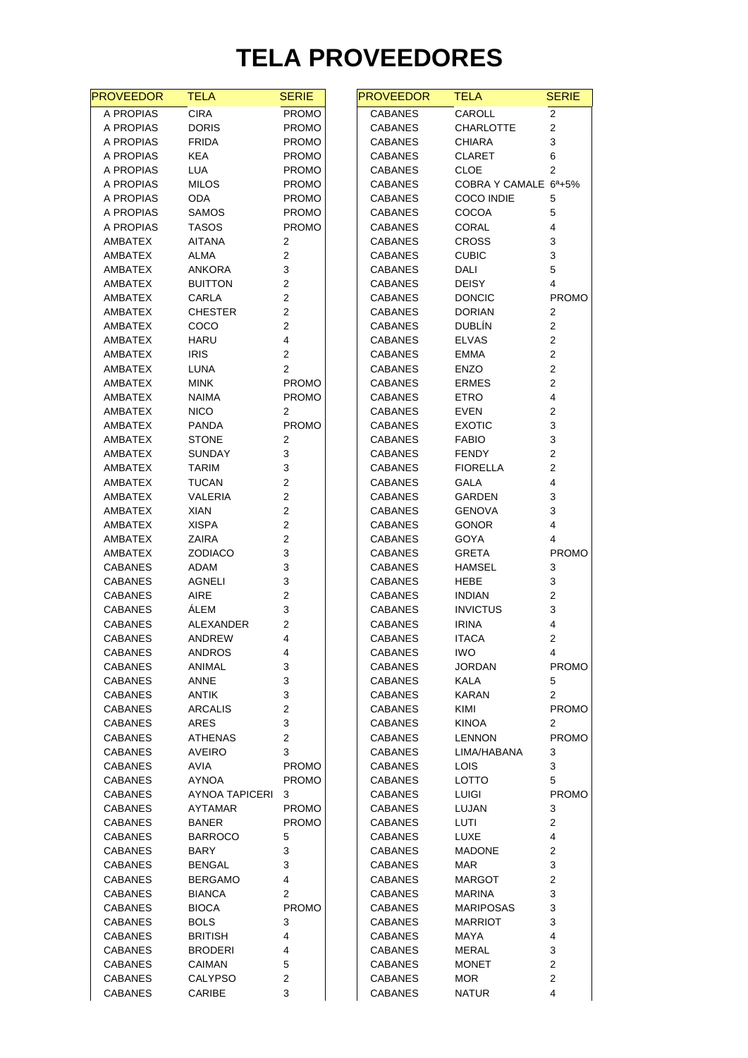# TELA PROVEEDORES

| PROVEEDOR | TELA | SERIE |
|---|---|---|
| A PROPIAS | CIRA | PROMO |
| A PROPIAS | DORIS | PROMO |
| A PROPIAS | FRIDA | PROMO |
| A PROPIAS | KEA | PROMO |
| A PROPIAS | LUA | PROMO |
| A PROPIAS | MILOS | PROMO |
| A PROPIAS | ODA | PROMO |
| A PROPIAS | SAMOS | PROMO |
| A PROPIAS | TASOS | PROMO |
| AMBATEX | AITANA | 2 |
| AMBATEX | ALMA | 2 |
| AMBATEX | ANKORA | 3 |
| AMBATEX | BUITTON | 2 |
| AMBATEX | CARLA | 2 |
| AMBATEX | CHESTER | 2 |
| AMBATEX | COCO | 2 |
| AMBATEX | HARU | 4 |
| AMBATEX | IRIS | 2 |
| AMBATEX | LUNA | 2 |
| AMBATEX | MINK | PROMO |
| AMBATEX | NAIMA | PROMO |
| AMBATEX | NICO | 2 |
| AMBATEX | PANDA | PROMO |
| AMBATEX | STONE | 2 |
| AMBATEX | SUNDAY | 3 |
| AMBATEX | TARIM | 3 |
| AMBATEX | TUCAN | 2 |
| AMBATEX | VALERIA | 2 |
| AMBATEX | XIAN | 2 |
| AMBATEX | XISPA | 2 |
| AMBATEX | ZAIRA | 2 |
| AMBATEX | ZODIACO | 3 |
| CABANES | ADAM | 3 |
| CABANES | AGNELI | 3 |
| CABANES | AIRE | 2 |
| CABANES | ÁLEM | 3 |
| CABANES | ALEXANDER | 2 |
| CABANES | ANDREW | 4 |
| CABANES | ANDROS | 4 |
| CABANES | ANIMAL | 3 |
| CABANES | ANNE | 3 |
| CABANES | ANTIK | 3 |
| CABANES | ARCALIS | 2 |
| CABANES | ARES | 3 |
| CABANES | ATHENAS | 2 |
| CABANES | AVEIRO | 3 |
| CABANES | AVIA | PROMO |
| CABANES | AYNOA | PROMO |
| CABANES | AYNOA TAPICERI | 3 |
| CABANES | AYTAMAR | PROMO |
| CABANES | BANER | PROMO |
| CABANES | BARROCO | 5 |
| CABANES | BARY | 3 |
| CABANES | BENGAL | 3 |
| CABANES | BERGAMO | 4 |
| CABANES | BIANCA | 2 |
| CABANES | BIOCA | PROMO |
| CABANES | BOLS | 3 |
| CABANES | BRITISH | 4 |
| CABANES | BRODERI | 4 |
| CABANES | CAIMAN | 5 |
| CABANES | CALYPSO | 2 |
| CABANES | CARIBE | 3 |
| CABANES | CAROLL | 2 |
| CABANES | CHARLOTTE | 2 |
| CABANES | CHIARA | 3 |
| CABANES | CLARET | 6 |
| CABANES | CLOE | 2 |
| CABANES | COBRA Y CAMALE | 6ª+5% |
| CABANES | COCO INDIE | 5 |
| CABANES | COCOA | 5 |
| CABANES | CORAL | 4 |
| CABANES | CROSS | 3 |
| CABANES | CUBIC | 3 |
| CABANES | DALI | 5 |
| CABANES | DEISY | 4 |
| CABANES | DONCIC | PROMO |
| CABANES | DORIAN | 2 |
| CABANES | DUBLÍN | 2 |
| CABANES | ELVAS | 2 |
| CABANES | EMMA | 2 |
| CABANES | ENZO | 2 |
| CABANES | ERMES | 2 |
| CABANES | ETRO | 4 |
| CABANES | EVEN | 2 |
| CABANES | EXOTIC | 3 |
| CABANES | FABIO | 3 |
| CABANES | FENDY | 2 |
| CABANES | FIORELLA | 2 |
| CABANES | GALA | 4 |
| CABANES | GARDEN | 3 |
| CABANES | GENOVA | 3 |
| CABANES | GONOR | 4 |
| CABANES | GOYA | 4 |
| CABANES | GRETA | PROMO |
| CABANES | HAMSEL | 3 |
| CABANES | HEBE | 3 |
| CABANES | INDIAN | 2 |
| CABANES | INVICTUS | 3 |
| CABANES | IRINA | 4 |
| CABANES | ITACA | 2 |
| CABANES | IWO | 4 |
| CABANES | JORDAN | PROMO |
| CABANES | KALA | 5 |
| CABANES | KARAN | 2 |
| CABANES | KIMI | PROMO |
| CABANES | KINOA | 2 |
| CABANES | LENNON | PROMO |
| CABANES | LIMA/HABANA | 3 |
| CABANES | LOIS | 3 |
| CABANES | LOTTO | 5 |
| CABANES | LUIGI | PROMO |
| CABANES | LUJAN | 3 |
| CABANES | LUTI | 2 |
| CABANES | LUXE | 4 |
| CABANES | MADONE | 2 |
| CABANES | MAR | 3 |
| CABANES | MARGOT | 2 |
| CABANES | MARINA | 3 |
| CABANES | MARIPOSAS | 3 |
| CABANES | MARRIOT | 3 |
| CABANES | MAYA | 4 |
| CABANES | MERAL | 3 |
| CABANES | MONET | 2 |
| CABANES | MOR | 2 |
| CABANES | NATUR | 4 |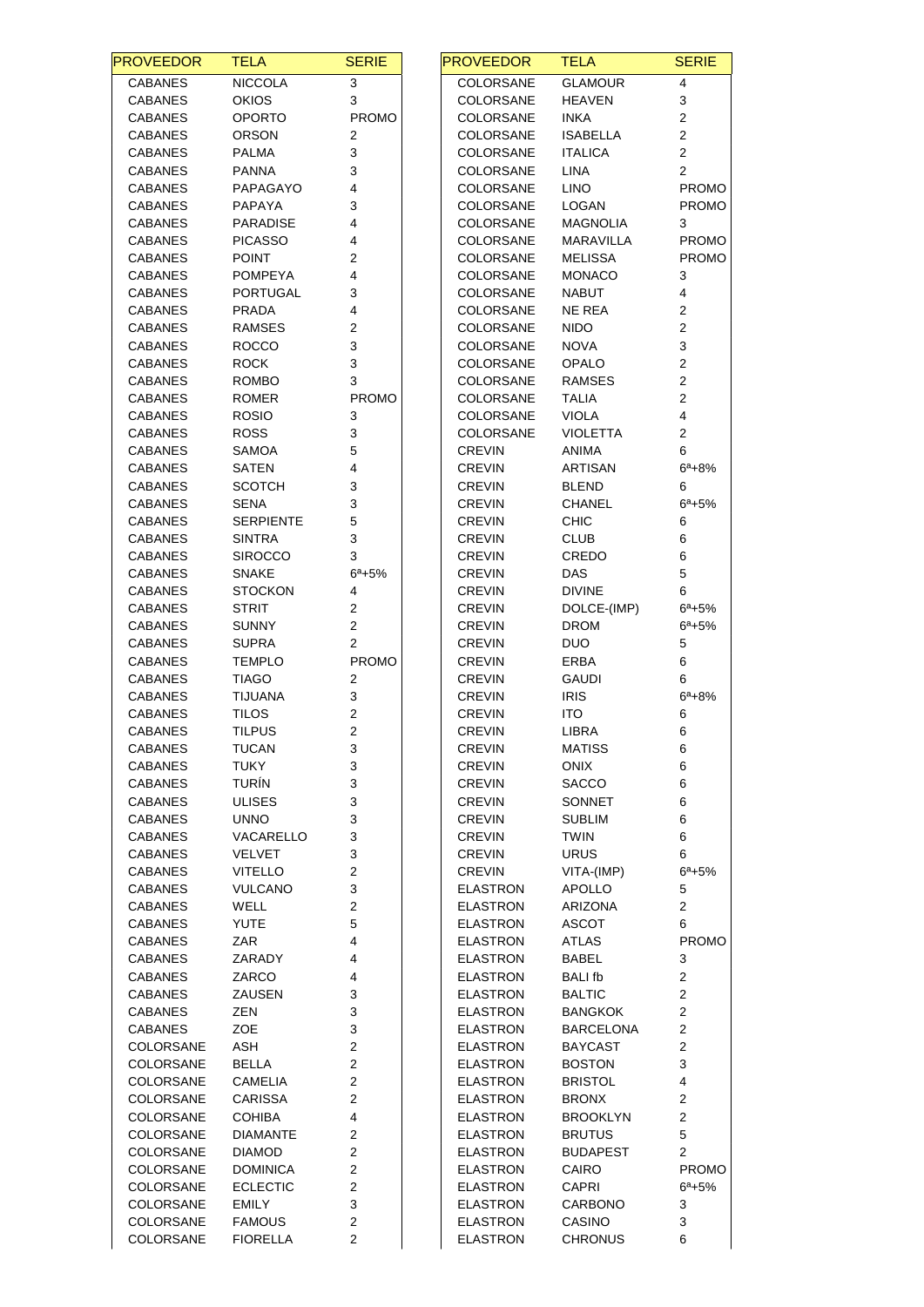| PROVEEDOR | TELA | SERIE |
|---|---|---|
| CABANES | NICCOLA | 3 |
| CABANES | OKIOS | 3 |
| CABANES | OPORTO | PROMO |
| CABANES | ORSON | 2 |
| CABANES | PALMA | 3 |
| CABANES | PANNA | 3 |
| CABANES | PAPAGAYO | 4 |
| CABANES | PAPAYA | 3 |
| CABANES | PARADISE | 4 |
| CABANES | PICASSO | 4 |
| CABANES | POINT | 2 |
| CABANES | POMPEYA | 4 |
| CABANES | PORTUGAL | 3 |
| CABANES | PRADA | 4 |
| CABANES | RAMSES | 2 |
| CABANES | ROCCO | 3 |
| CABANES | ROCK | 3 |
| CABANES | ROMBO | 3 |
| CABANES | ROMER | PROMO |
| CABANES | ROSIO | 3 |
| CABANES | ROSS | 3 |
| CABANES | SAMOA | 5 |
| CABANES | SATEN | 4 |
| CABANES | SCOTCH | 3 |
| CABANES | SENA | 3 |
| CABANES | SERPIENTE | 5 |
| CABANES | SINTRA | 3 |
| CABANES | SIROCCO | 3 |
| CABANES | SNAKE | 6ª+5% |
| CABANES | STOCKON | 4 |
| CABANES | STRIT | 2 |
| CABANES | SUNNY | 2 |
| CABANES | SUPRA | 2 |
| CABANES | TEMPLO | PROMO |
| CABANES | TIAGO | 2 |
| CABANES | TIJUANA | 3 |
| CABANES | TILOS | 2 |
| CABANES | TILPUS | 2 |
| CABANES | TUCAN | 3 |
| CABANES | TUKY | 3 |
| CABANES | TURÍN | 3 |
| CABANES | ULISES | 3 |
| CABANES | UNNO | 3 |
| CABANES | VACARELLO | 3 |
| CABANES | VELVET | 3 |
| CABANES | VITELLO | 2 |
| CABANES | VULCANO | 3 |
| CABANES | WELL | 2 |
| CABANES | YUTE | 5 |
| CABANES | ZAR | 4 |
| CABANES | ZARADY | 4 |
| CABANES | ZARCO | 4 |
| CABANES | ZAUSEN | 3 |
| CABANES | ZEN | 3 |
| CABANES | ZOE | 3 |
| COLORSANE | ASH | 2 |
| COLORSANE | BELLA | 2 |
| COLORSANE | CAMELIA | 2 |
| COLORSANE | CARISSA | 2 |
| COLORSANE | COHIBA | 4 |
| COLORSANE | DIAMANTE | 2 |
| COLORSANE | DIAMOD | 2 |
| COLORSANE | DOMINICA | 2 |
| COLORSANE | ECLECTIC | 2 |
| COLORSANE | EMILY | 3 |
| COLORSANE | FAMOUS | 2 |
| COLORSANE | FIORELLA | 2 |
| COLORSANE | GLAMOUR | 4 |
| COLORSANE | HEAVEN | 3 |
| COLORSANE | INKA | 2 |
| COLORSANE | ISABELLA | 2 |
| COLORSANE | ITALICA | 2 |
| COLORSANE | LINA | 2 |
| COLORSANE | LINO | PROMO |
| COLORSANE | LOGAN | PROMO |
| COLORSANE | MAGNOLIA | 3 |
| COLORSANE | MARAVILLA | PROMO |
| COLORSANE | MELISSA | PROMO |
| COLORSANE | MONACO | 3 |
| COLORSANE | NABUT | 4 |
| COLORSANE | NE REA | 2 |
| COLORSANE | NIDO | 2 |
| COLORSANE | NOVA | 3 |
| COLORSANE | OPALO | 2 |
| COLORSANE | RAMSES | 2 |
| COLORSANE | TALIA | 2 |
| COLORSANE | VIOLA | 4 |
| COLORSANE | VIOLETTA | 2 |
| CREVIN | ANIMA | 6 |
| CREVIN | ARTISAN | 6ª+8% |
| CREVIN | BLEND | 6 |
| CREVIN | CHANEL | 6ª+5% |
| CREVIN | CHIC | 6 |
| CREVIN | CLUB | 6 |
| CREVIN | CREDO | 6 |
| CREVIN | DAS | 5 |
| CREVIN | DIVINE | 6 |
| CREVIN | DOLCE-(IMP) | 6ª+5% |
| CREVIN | DROM | 6ª+5% |
| CREVIN | DUO | 5 |
| CREVIN | ERBA | 6 |
| CREVIN | GAUDI | 6 |
| CREVIN | IRIS | 6ª+8% |
| CREVIN | ITO | 6 |
| CREVIN | LIBRA | 6 |
| CREVIN | MATISS | 6 |
| CREVIN | ONIX | 6 |
| CREVIN | SACCO | 6 |
| CREVIN | SONNET | 6 |
| CREVIN | SUBLIM | 6 |
| CREVIN | TWIN | 6 |
| CREVIN | URUS | 6 |
| CREVIN | VITA-(IMP) | 6ª+5% |
| ELASTRON | APOLLO | 5 |
| ELASTRON | ARIZONA | 2 |
| ELASTRON | ASCOT | 6 |
| ELASTRON | ATLAS | PROMO |
| ELASTRON | BABEL | 3 |
| ELASTRON | BALI fb | 2 |
| ELASTRON | BALTIC | 2 |
| ELASTRON | BANGKOK | 2 |
| ELASTRON | BARCELONA | 2 |
| ELASTRON | BAYCAST | 2 |
| ELASTRON | BOSTON | 3 |
| ELASTRON | BRISTOL | 4 |
| ELASTRON | BRONX | 2 |
| ELASTRON | BROOKLYN | 2 |
| ELASTRON | BRUTUS | 5 |
| ELASTRON | BUDAPEST | 2 |
| ELASTRON | CAIRO | PROMO |
| ELASTRON | CAPRI | 6ª+5% |
| ELASTRON | CARBONO | 3 |
| ELASTRON | CASINO | 3 |
| ELASTRON | CHRONUS | 6 |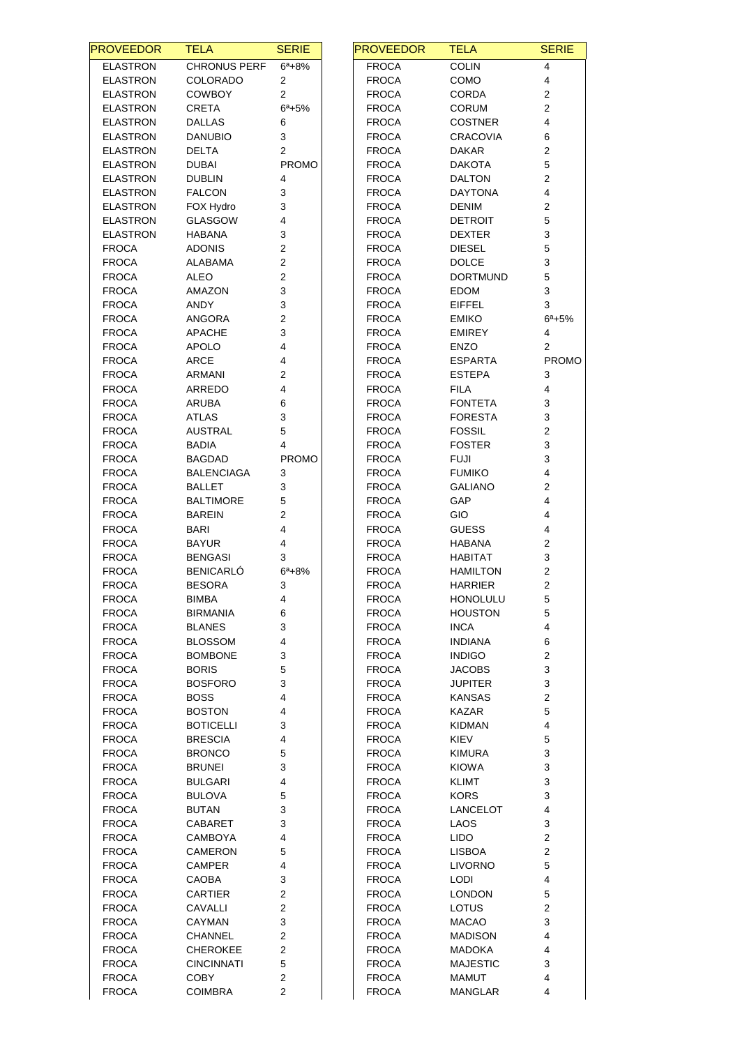| PROVEEDOR | TELA | SERIE |
|---|---|---|
| ELASTRON | CHRONUS PERF | 6ª+8% |
| ELASTRON | COLORADO | 2 |
| ELASTRON | COWBOY | 2 |
| ELASTRON | CRETA | 6ª+5% |
| ELASTRON | DALLAS | 6 |
| ELASTRON | DANUBIO | 3 |
| ELASTRON | DELTA | 2 |
| ELASTRON | DUBAI | PROMO |
| ELASTRON | DUBLIN | 4 |
| ELASTRON | FALCON | 3 |
| ELASTRON | FOX Hydro | 3 |
| ELASTRON | GLASGOW | 4 |
| ELASTRON | HABANA | 3 |
| FROCA | ADONIS | 2 |
| FROCA | ALABAMA | 2 |
| FROCA | ALEO | 2 |
| FROCA | AMAZON | 3 |
| FROCA | ANDY | 3 |
| FROCA | ANGORA | 2 |
| FROCA | APACHE | 3 |
| FROCA | APOLO | 4 |
| FROCA | ARCE | 4 |
| FROCA | ARMANI | 2 |
| FROCA | ARREDO | 4 |
| FROCA | ARUBA | 6 |
| FROCA | ATLAS | 3 |
| FROCA | AUSTRAL | 5 |
| FROCA | BADIA | 4 |
| FROCA | BAGDAD | PROMO |
| FROCA | BALENCIAGA | 3 |
| FROCA | BALLET | 3 |
| FROCA | BALTIMORE | 5 |
| FROCA | BAREIN | 2 |
| FROCA | BARI | 4 |
| FROCA | BAYUR | 4 |
| FROCA | BENGASI | 3 |
| FROCA | BENICARLÓ | 6ª+8% |
| FROCA | BESORA | 3 |
| FROCA | BIMBA | 4 |
| FROCA | BIRMANIA | 6 |
| FROCA | BLANES | 3 |
| FROCA | BLOSSOM | 4 |
| FROCA | BOMBONE | 3 |
| FROCA | BORIS | 5 |
| FROCA | BOSFORO | 3 |
| FROCA | BOSS | 4 |
| FROCA | BOSTON | 4 |
| FROCA | BOTICELLI | 3 |
| FROCA | BRESCIA | 4 |
| FROCA | BRONCO | 5 |
| FROCA | BRUNEI | 3 |
| FROCA | BULGARI | 4 |
| FROCA | BULOVA | 5 |
| FROCA | BUTAN | 3 |
| FROCA | CABARET | 3 |
| FROCA | CAMBOYA | 4 |
| FROCA | CAMERON | 5 |
| FROCA | CAMPER | 4 |
| FROCA | CAOBA | 3 |
| FROCA | CARTIER | 2 |
| FROCA | CAVALLI | 2 |
| FROCA | CAYMAN | 3 |
| FROCA | CHANNEL | 2 |
| FROCA | CHEROKEE | 2 |
| FROCA | CINCINNATI | 5 |
| FROCA | COBY | 2 |
| FROCA | COIMBRA | 2 |

| PROVEEDOR | TELA | SERIE |
|---|---|---|
| FROCA | COLIN | 4 |
| FROCA | COMO | 4 |
| FROCA | CORDA | 2 |
| FROCA | CORUM | 2 |
| FROCA | COSTNER | 4 |
| FROCA | CRACOVIA | 6 |
| FROCA | DAKAR | 2 |
| FROCA | DAKOTA | 5 |
| FROCA | DALTON | 2 |
| FROCA | DAYTONA | 4 |
| FROCA | DENIM | 2 |
| FROCA | DETROIT | 5 |
| FROCA | DEXTER | 3 |
| FROCA | DIESEL | 5 |
| FROCA | DOLCE | 3 |
| FROCA | DORTMUND | 5 |
| FROCA | EDOM | 3 |
| FROCA | EIFFEL | 3 |
| FROCA | EMIKO | 6ª+5% |
| FROCA | EMIREY | 4 |
| FROCA | ENZO | 2 |
| FROCA | ESPARTA | PROMO |
| FROCA | ESTEPA | 3 |
| FROCA | FILA | 4 |
| FROCA | FONTETA | 3 |
| FROCA | FORESTA | 3 |
| FROCA | FOSSIL | 2 |
| FROCA | FOSTER | 3 |
| FROCA | FUJI | 3 |
| FROCA | FUMIKO | 4 |
| FROCA | GALIANO | 2 |
| FROCA | GAP | 4 |
| FROCA | GIO | 4 |
| FROCA | GUESS | 4 |
| FROCA | HABANA | 2 |
| FROCA | HABITAT | 3 |
| FROCA | HAMILTON | 2 |
| FROCA | HARRIER | 2 |
| FROCA | HONOLULU | 5 |
| FROCA | HOUSTON | 5 |
| FROCA | INCA | 4 |
| FROCA | INDIANA | 6 |
| FROCA | INDIGO | 2 |
| FROCA | JACOBS | 3 |
| FROCA | JUPITER | 3 |
| FROCA | KANSAS | 2 |
| FROCA | KAZAR | 5 |
| FROCA | KIDMAN | 4 |
| FROCA | KIEV | 5 |
| FROCA | KIMURA | 3 |
| FROCA | KIOWA | 3 |
| FROCA | KLIMT | 3 |
| FROCA | KORS | 3 |
| FROCA | LANCELOT | 4 |
| FROCA | LAOS | 3 |
| FROCA | LIDO | 2 |
| FROCA | LISBOA | 2 |
| FROCA | LIVORNO | 5 |
| FROCA | LODI | 4 |
| FROCA | LONDON | 5 |
| FROCA | LOTUS | 2 |
| FROCA | MACAO | 3 |
| FROCA | MADISON | 4 |
| FROCA | MADOKA | 4 |
| FROCA | MAJESTIC | 3 |
| FROCA | MAMUT | 4 |
| FROCA | MANGLAR | 4 |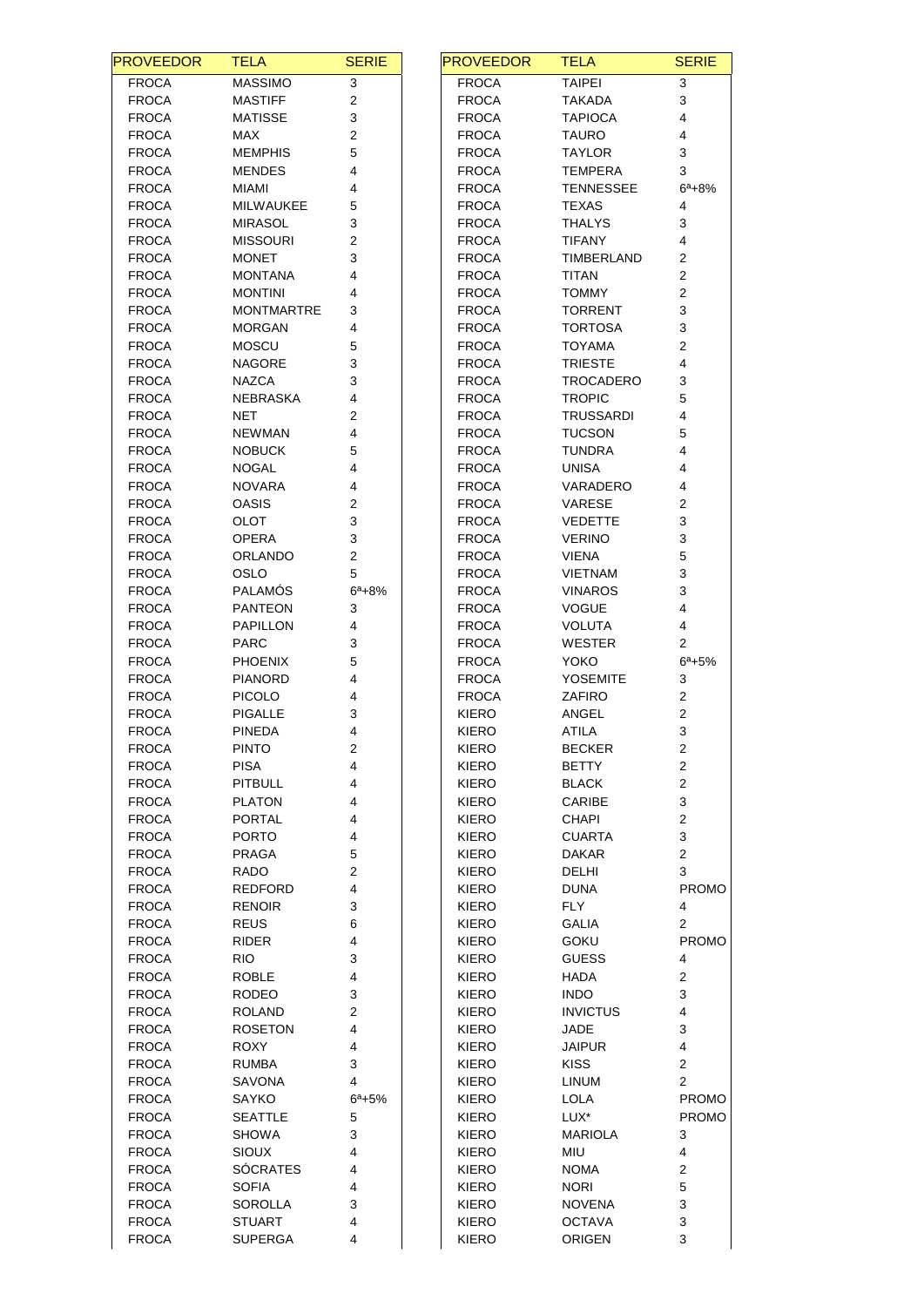| PROVEEDOR | TELA | SERIE |
|---|---|---|
| FROCA | MASSIMO | 3 |
| FROCA | MASTIFF | 2 |
| FROCA | MATISSE | 3 |
| FROCA | MAX | 2 |
| FROCA | MEMPHIS | 5 |
| FROCA | MENDES | 4 |
| FROCA | MIAMI | 4 |
| FROCA | MILWAUKEE | 5 |
| FROCA | MIRASOL | 3 |
| FROCA | MISSOURI | 2 |
| FROCA | MONET | 3 |
| FROCA | MONTANA | 4 |
| FROCA | MONTINI | 4 |
| FROCA | MONTMARTRE | 3 |
| FROCA | MORGAN | 4 |
| FROCA | MOSCU | 5 |
| FROCA | NAGORE | 3 |
| FROCA | NAZCA | 3 |
| FROCA | NEBRASKA | 4 |
| FROCA | NET | 2 |
| FROCA | NEWMAN | 4 |
| FROCA | NOBUCK | 5 |
| FROCA | NOGAL | 4 |
| FROCA | NOVARA | 4 |
| FROCA | OASIS | 2 |
| FROCA | OLOT | 3 |
| FROCA | OPERA | 3 |
| FROCA | ORLANDO | 2 |
| FROCA | OSLO | 5 |
| FROCA | PALAMÓS | 6ª+8% |
| FROCA | PANTEON | 3 |
| FROCA | PAPILLON | 4 |
| FROCA | PARC | 3 |
| FROCA | PHOENIX | 5 |
| FROCA | PIANORD | 4 |
| FROCA | PICOLO | 4 |
| FROCA | PIGALLE | 3 |
| FROCA | PINEDA | 4 |
| FROCA | PINTO | 2 |
| FROCA | PISA | 4 |
| FROCA | PITBULL | 4 |
| FROCA | PLATON | 4 |
| FROCA | PORTAL | 4 |
| FROCA | PORTO | 4 |
| FROCA | PRAGA | 5 |
| FROCA | RADO | 2 |
| FROCA | REDFORD | 4 |
| FROCA | RENOIR | 3 |
| FROCA | REUS | 6 |
| FROCA | RIDER | 4 |
| FROCA | RIO | 3 |
| FROCA | ROBLE | 4 |
| FROCA | RODEO | 3 |
| FROCA | ROLAND | 2 |
| FROCA | ROSETON | 4 |
| FROCA | ROXY | 4 |
| FROCA | RUMBA | 3 |
| FROCA | SAVONA | 4 |
| FROCA | SAYKO | 6ª+5% |
| FROCA | SEATTLE | 5 |
| FROCA | SHOWA | 3 |
| FROCA | SIOUX | 4 |
| FROCA | SÓCRATES | 4 |
| FROCA | SOFIA | 4 |
| FROCA | SOROLLA | 3 |
| FROCA | STUART | 4 |
| FROCA | SUPERGA | 4 |
| FROCA | TAIPEI | 3 |
| FROCA | TAKADA | 3 |
| FROCA | TAPIOCA | 4 |
| FROCA | TAURO | 4 |
| FROCA | TAYLOR | 3 |
| FROCA | TEMPERA | 3 |
| FROCA | TENNESSEE | 6ª+8% |
| FROCA | TEXAS | 4 |
| FROCA | THALYS | 3 |
| FROCA | TIFANY | 4 |
| FROCA | TIMBERLAND | 2 |
| FROCA | TITAN | 2 |
| FROCA | TOMMY | 2 |
| FROCA | TORRENT | 3 |
| FROCA | TORTOSA | 3 |
| FROCA | TOYAMA | 2 |
| FROCA | TRIESTE | 4 |
| FROCA | TROCADERO | 3 |
| FROCA | TROPIC | 5 |
| FROCA | TRUSSARDI | 4 |
| FROCA | TUCSON | 5 |
| FROCA | TUNDRA | 4 |
| FROCA | UNISA | 4 |
| FROCA | VARADERO | 4 |
| FROCA | VARESE | 2 |
| FROCA | VEDETTE | 3 |
| FROCA | VERINO | 3 |
| FROCA | VIENA | 5 |
| FROCA | VIETNAM | 3 |
| FROCA | VINAROS | 3 |
| FROCA | VOGUE | 4 |
| FROCA | VOLUTA | 4 |
| FROCA | WESTER | 2 |
| FROCA | YOKO | 6ª+5% |
| FROCA | YOSEMITE | 3 |
| FROCA | ZAFIRO | 2 |
| KIERO | ANGEL | 2 |
| KIERO | ATILA | 3 |
| KIERO | BECKER | 2 |
| KIERO | BETTY | 2 |
| KIERO | BLACK | 2 |
| KIERO | CARIBE | 3 |
| KIERO | CHAPI | 2 |
| KIERO | CUARTA | 3 |
| KIERO | DAKAR | 2 |
| KIERO | DELHI | 3 |
| KIERO | DUNA | PROMO |
| KIERO | FLY | 4 |
| KIERO | GALIA | 2 |
| KIERO | GOKU | PROMO |
| KIERO | GUESS | 4 |
| KIERO | HADA | 2 |
| KIERO | INDO | 3 |
| KIERO | INVICTUS | 4 |
| KIERO | JADE | 3 |
| KIERO | JAIPUR | 4 |
| KIERO | KISS | 2 |
| KIERO | LINUM | 2 |
| KIERO | LOLA | PROMO |
| KIERO | LUX* | PROMO |
| KIERO | MARIOLA | 3 |
| KIERO | MIU | 4 |
| KIERO | NOMA | 2 |
| KIERO | NORI | 5 |
| KIERO | NOVENA | 3 |
| KIERO | OCTAVA | 3 |
| KIERO | ORIGEN | 3 |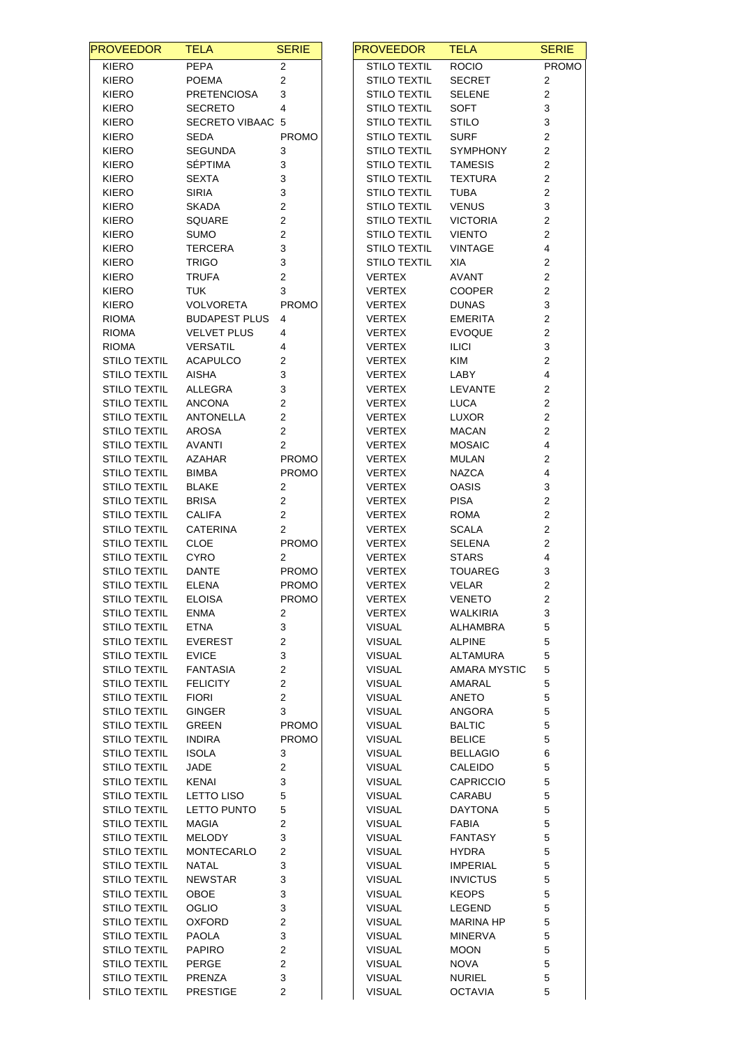| PROVEEDOR | TELA | SERIE |
|---|---|---|
| KIERO | PEPA | 2 |
| KIERO | POEMA | 2 |
| KIERO | PRETENCIOSA | 3 |
| KIERO | SECRETO | 4 |
| KIERO | SECRETO VIBAAC | 5 |
| KIERO | SEDA | PROMO |
| KIERO | SEGUNDA | 3 |
| KIERO | SÉPTIMA | 3 |
| KIERO | SEXTA | 3 |
| KIERO | SIRIA | 3 |
| KIERO | SKADA | 2 |
| KIERO | SQUARE | 2 |
| KIERO | SUMO | 2 |
| KIERO | TERCERA | 3 |
| KIERO | TRIGO | 3 |
| KIERO | TRUFA | 2 |
| KIERO | TUK | 3 |
| KIERO | VOLVORETA | PROMO |
| RIOMA | BUDAPEST PLUS | 4 |
| RIOMA | VELVET PLUS | 4 |
| RIOMA | VERSATIL | 4 |
| STILO TEXTIL | ACAPULCO | 2 |
| STILO TEXTIL | AISHA | 3 |
| STILO TEXTIL | ALLEGRA | 3 |
| STILO TEXTIL | ANCONA | 2 |
| STILO TEXTIL | ANTONELLA | 2 |
| STILO TEXTIL | AROSA | 2 |
| STILO TEXTIL | AVANTI | 2 |
| STILO TEXTIL | AZAHAR | PROMO |
| STILO TEXTIL | BIMBA | PROMO |
| STILO TEXTIL | BLAKE | 2 |
| STILO TEXTIL | BRISA | 2 |
| STILO TEXTIL | CALIFA | 2 |
| STILO TEXTIL | CATERINA | 2 |
| STILO TEXTIL | CLOE | PROMO |
| STILO TEXTIL | CYRO | 2 |
| STILO TEXTIL | DANTE | PROMO |
| STILO TEXTIL | ELENA | PROMO |
| STILO TEXTIL | ELOISA | PROMO |
| STILO TEXTIL | ENMA | 2 |
| STILO TEXTIL | ETNA | 3 |
| STILO TEXTIL | EVEREST | 2 |
| STILO TEXTIL | EVICE | 3 |
| STILO TEXTIL | FANTASIA | 2 |
| STILO TEXTIL | FELICITY | 2 |
| STILO TEXTIL | FIORI | 2 |
| STILO TEXTIL | GINGER | 3 |
| STILO TEXTIL | GREEN | PROMO |
| STILO TEXTIL | INDIRA | PROMO |
| STILO TEXTIL | ISOLA | 3 |
| STILO TEXTIL | JADE | 2 |
| STILO TEXTIL | KENAI | 3 |
| STILO TEXTIL | LETTO LISO | 5 |
| STILO TEXTIL | LETTO PUNTO | 5 |
| STILO TEXTIL | MAGIA | 2 |
| STILO TEXTIL | MELODY | 3 |
| STILO TEXTIL | MONTECARLO | 2 |
| STILO TEXTIL | NATAL | 3 |
| STILO TEXTIL | NEWSTAR | 3 |
| STILO TEXTIL | OBOE | 3 |
| STILO TEXTIL | OGLIO | 3 |
| STILO TEXTIL | OXFORD | 2 |
| STILO TEXTIL | PAOLA | 3 |
| STILO TEXTIL | PAPIRO | 2 |
| STILO TEXTIL | PERGE | 2 |
| STILO TEXTIL | PRENZA | 3 |
| STILO TEXTIL | PRESTIGE | 2 |

| PROVEEDOR | TELA | SERIE |
|---|---|---|
| STILO TEXTIL | ROCIO | PROMO |
| STILO TEXTIL | SECRET | 2 |
| STILO TEXTIL | SELENE | 2 |
| STILO TEXTIL | SOFT | 3 |
| STILO TEXTIL | STILO | 3 |
| STILO TEXTIL | SURF | 2 |
| STILO TEXTIL | SYMPHONY | 2 |
| STILO TEXTIL | TAMESIS | 2 |
| STILO TEXTIL | TEXTURA | 2 |
| STILO TEXTIL | TUBA | 2 |
| STILO TEXTIL | VENUS | 3 |
| STILO TEXTIL | VICTORIA | 2 |
| STILO TEXTIL | VIENTO | 2 |
| STILO TEXTIL | VINTAGE | 4 |
| STILO TEXTIL | XIA | 2 |
| VERTEX | AVANT | 2 |
| VERTEX | COOPER | 2 |
| VERTEX | DUNAS | 3 |
| VERTEX | EMERITA | 2 |
| VERTEX | EVOQUE | 2 |
| VERTEX | ILICI | 3 |
| VERTEX | KIM | 2 |
| VERTEX | LABY | 4 |
| VERTEX | LEVANTE | 2 |
| VERTEX | LUCA | 2 |
| VERTEX | LUXOR | 2 |
| VERTEX | MACAN | 2 |
| VERTEX | MOSAIC | 4 |
| VERTEX | MULAN | 2 |
| VERTEX | NAZCA | 4 |
| VERTEX | OASIS | 3 |
| VERTEX | PISA | 2 |
| VERTEX | ROMA | 2 |
| VERTEX | SCALA | 2 |
| VERTEX | SELENA | 2 |
| VERTEX | STARS | 4 |
| VERTEX | TOUAREG | 3 |
| VERTEX | VELAR | 2 |
| VERTEX | VENETO | 2 |
| VERTEX | WALKIRIA | 3 |
| VISUAL | ALHAMBRA | 5 |
| VISUAL | ALPINE | 5 |
| VISUAL | ALTAMURA | 5 |
| VISUAL | AMARA MYSTIC | 5 |
| VISUAL | AMARAL | 5 |
| VISUAL | ANETO | 5 |
| VISUAL | ANGORA | 5 |
| VISUAL | BALTIC | 5 |
| VISUAL | BELICE | 5 |
| VISUAL | BELLAGIO | 6 |
| VISUAL | CALEIDO | 5 |
| VISUAL | CAPRICCIO | 5 |
| VISUAL | CARABU | 5 |
| VISUAL | DAYTONA | 5 |
| VISUAL | FABIA | 5 |
| VISUAL | FANTASY | 5 |
| VISUAL | HYDRA | 5 |
| VISUAL | IMPERIAL | 5 |
| VISUAL | INVICTUS | 5 |
| VISUAL | KEOPS | 5 |
| VISUAL | LEGEND | 5 |
| VISUAL | MARINA HP | 5 |
| VISUAL | MINERVA | 5 |
| VISUAL | MOON | 5 |
| VISUAL | NOVA | 5 |
| VISUAL | NURIEL | 5 |
| VISUAL | OCTAVIA | 5 |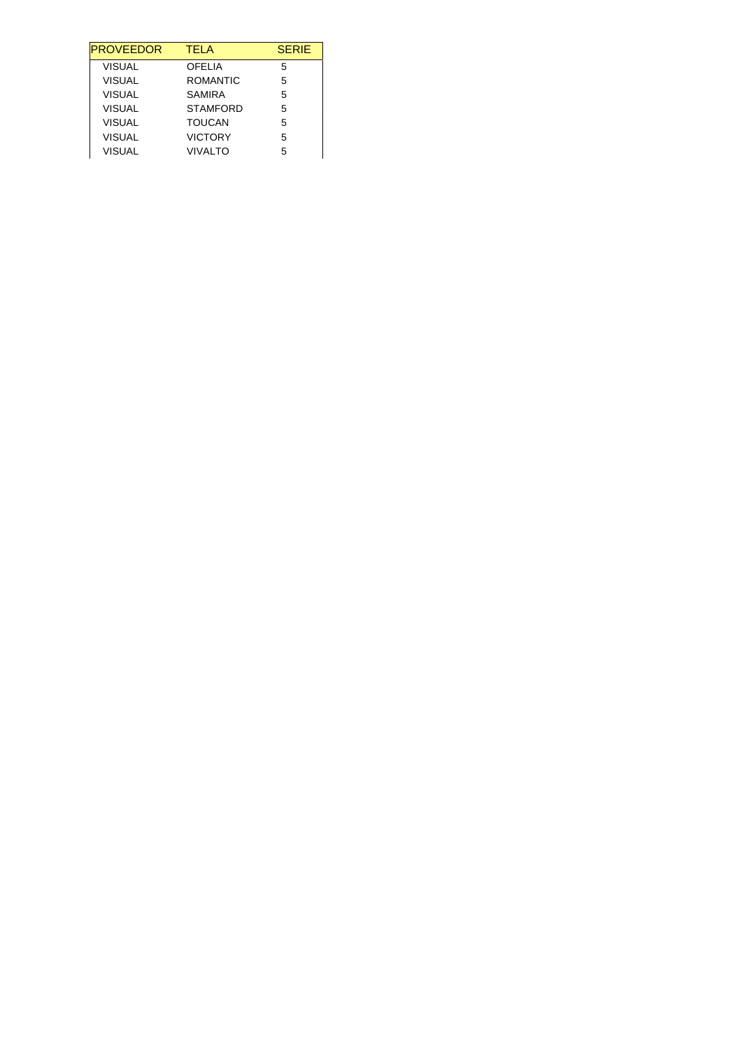| PROVEEDOR | TELA | SERIE |
|---|---|---|
| VISUAL | OFELIA | 5 |
| VISUAL | ROMANTIC | 5 |
| VISUAL | SAMIRA | 5 |
| VISUAL | STAMFORD | 5 |
| VISUAL | TOUCAN | 5 |
| VISUAL | VICTORY | 5 |
| VISUAL | VIVALTO | 5 |